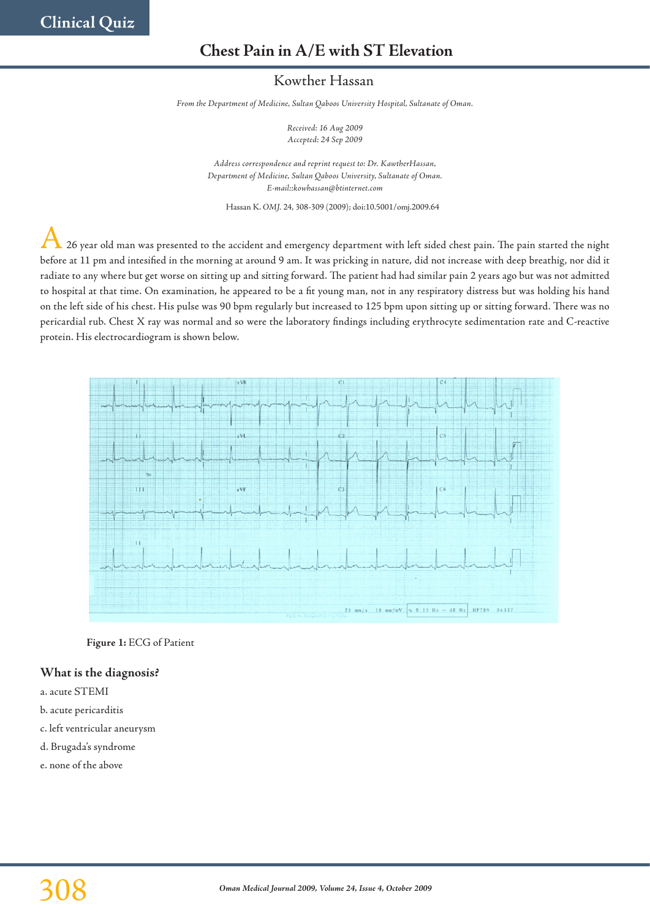Clinical Quiz

# Chest Pain in A/E with ST Elevation

Kowther Hassan

*From the Department of Medicine, Sultan Qaboos University Hospital, Sultanate of Oman.*

*Received: 16 Aug 2009*
*Accepted: 24 Sep 2009*

*Address correspondence and reprint request to: Dr. KawtherHassan, Department of Medicine, Sultan Qaboos University, Sultanate of Oman. E-mail::kowhassan@btinternet.com*

Hassan K. *OMJ.* 24, 308-309 (2009); doi:10.5001/omj.2009.64

A 26 year old man was presented to the accident and emergency department with left sided chest pain. The pain started the night before at 11 pm and intesified in the morning at around 9 am. It was pricking in nature, did not increase with deep breathig, nor did it radiate to any where but get worse on sitting up and sitting forward. The patient had had similar pain 2 years ago but was not admitted to hospital at that time. On examination, he appeared to be a fit young man, not in any respiratory distress but was holding his hand on the left side of his chest. His pulse was 90 bpm regularly but increased to 125 bpm upon sitting up or sitting forward. There was no pericardial rub. Chest X ray was normal and so were the laboratory findings including erythrocyte sedimentation rate and C-reactive protein. His electrocardiogram is shown below.

**Figure 1:** ECG of Patient

## What is the diagnosis?

a. acute STEMI

b. acute pericarditis

c. left ventricular aneurysm

d. Brugada's syndrome

e. none of the above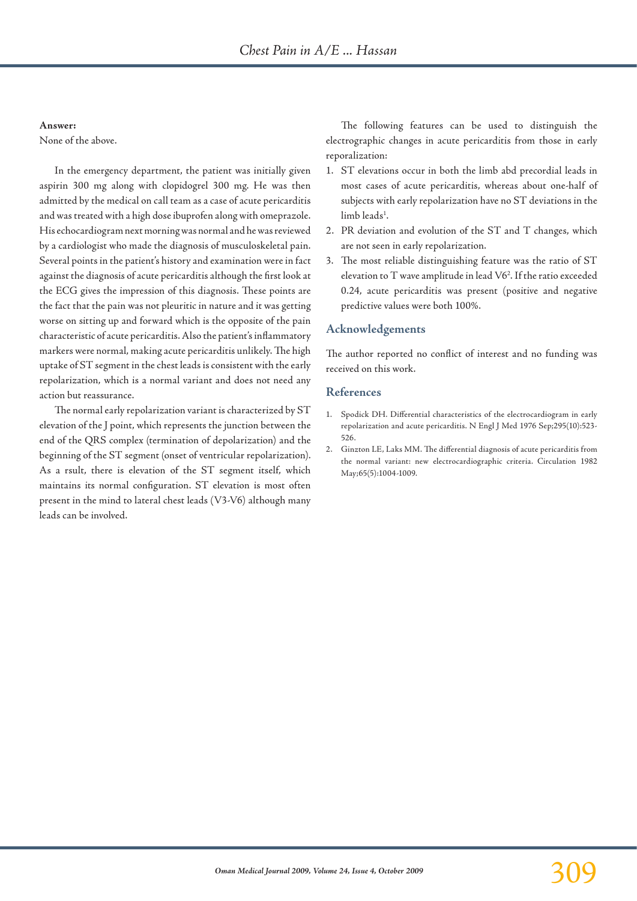**Answer:**
None of the above.

In the emergency department, the patient was initially given aspirin 300 mg along with clopidogrel 300 mg. He was then admitted by the medical on call team as a case of acute pericarditis and was treated with a high dose ibuprofen along with omeprazole. His echocardiogram next morning was normal and he was reviewed by a cardiologist who made the diagnosis of musculoskeletal pain. Several points in the patient's history and examination were in fact against the diagnosis of acute pericarditis although the first look at the ECG gives the impression of this diagnosis. These points are the fact that the pain was not pleuritic in nature and it was getting worse on sitting up and forward which is the opposite of the pain characteristic of acute pericarditis. Also the patient's inflammatory markers were normal, making acute pericarditis unlikely. The high uptake of ST segment in the chest leads is consistent with the early repolarization, which is a normal variant and does not need any action but reassurance.

The normal early repolarization variant is characterized by ST elevation of the J point, which represents the junction between the end of the QRS complex (termination of depolarization) and the beginning of the ST segment (onset of ventricular repolarization). As a rsult, there is elevation of the ST segment itself, which maintains its normal configuration. ST elevation is most often present in the mind to lateral chest leads (V3-V6) although many leads can be involved.

The following features can be used to distinguish the electrographic changes in acute pericarditis from those in early reporalization:

1. ST elevations occur in both the limb abd precordial leads in most cases of acute pericarditis, whereas about one-half of subjects with early repolarization have no ST deviations in the limb leads[1].
2. PR deviation and evolution of the ST and T changes, which are not seen in early repolarization.
3. The most reliable distinguishing feature was the ratio of ST elevation to T wave amplitude in lead V6[2]. If the ratio exceeded 0.24, acute pericarditis was present (positive and negative predictive values were both 100%.

## Acknowledgements

The author reported no conflict of interest and no funding was received on this work.

## References

1. Spodick DH. Differential characteristics of the electrocardiogram in early repolarization and acute pericarditis. N Engl J Med 1976 Sep;295(10):523-526.
2. Ginzton LE, Laks MM. The differential diagnosis of acute pericarditis from the normal variant: new electrocardiographic criteria. Circulation 1982 May;65(5):1004-1009.